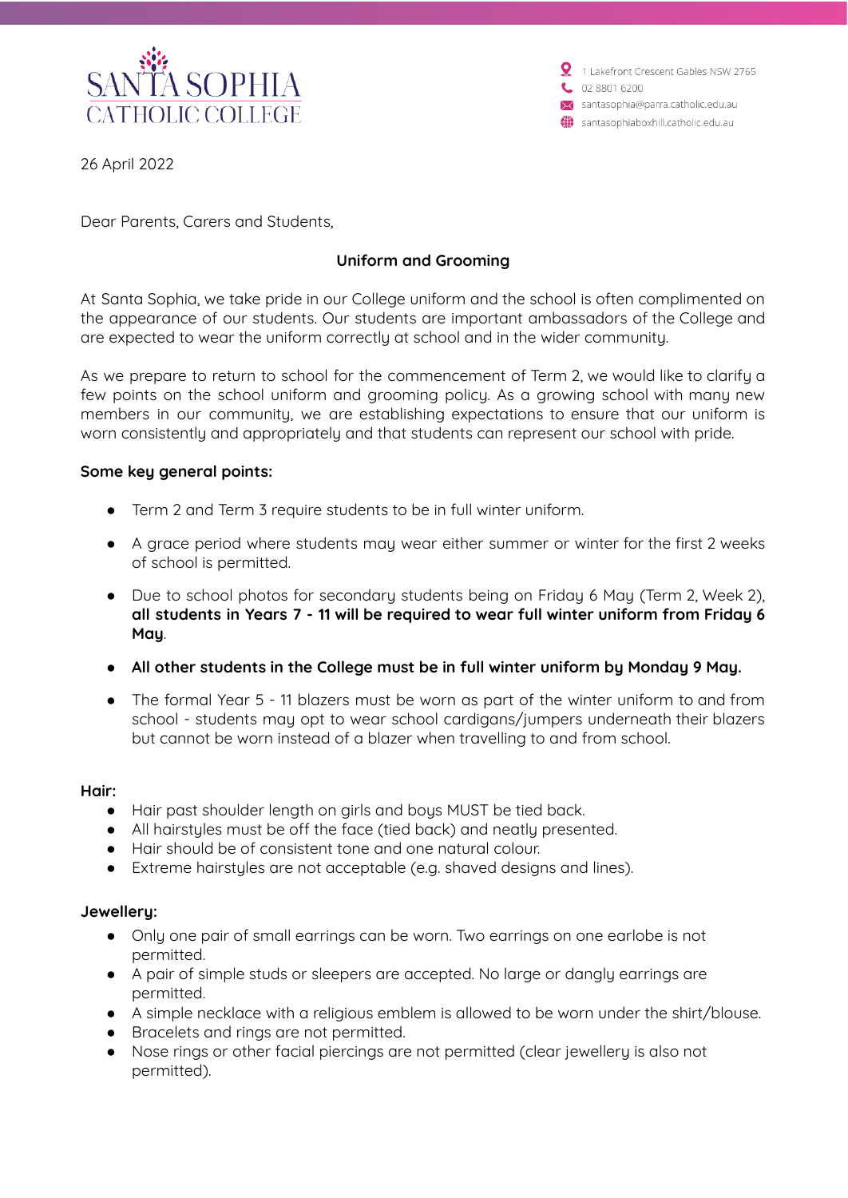# SANTA SOPHIA CATHOLIC COLLEGE

1 Lakefront Crescent Gables NSW 2765
02 8801 6200
santasophia@parra.catholic.edu.au
santasophiaboxhill.catholic.edu.au

26 April 2022

Dear Parents, Carers and Students,

## Uniform and Grooming

At Santa Sophia, we take pride in our College uniform and the school is often complimented on the appearance of our students. Our students are important ambassadors of the College and are expected to wear the uniform correctly at school and in the wider community.

As we prepare to return to school for the commencement of Term 2, we would like to clarify a few points on the school uniform and grooming policy. As a growing school with many new members in our community, we are establishing expectations to ensure that our uniform is worn consistently and appropriately and that students can represent our school with pride.

**Some key general points:**

- Term 2 and Term 3 require students to be in full winter uniform.
- A grace period where students may wear either summer or winter for the first 2 weeks of school is permitted.
- Due to school photos for secondary students being on Friday 6 May (Term 2, Week 2), **all students in Years 7 - 11 will be required to wear full winter uniform from Friday 6 May**.
- **All other students in the College must be in full winter uniform by Monday 9 May.**
- The formal Year 5 - 11 blazers must be worn as part of the winter uniform to and from school - students may opt to wear school cardigans/jumpers underneath their blazers but cannot be worn instead of a blazer when travelling to and from school.

**Hair:**

- Hair past shoulder length on girls and boys MUST be tied back.
- All hairstyles must be off the face (tied back) and neatly presented.
- Hair should be of consistent tone and one natural colour.
- Extreme hairstyles are not acceptable (e.g. shaved designs and lines).

**Jewellery:**

- Only one pair of small earrings can be worn. Two earrings on one earlobe is not permitted.
- A pair of simple studs or sleepers are accepted. No large or dangly earrings are permitted.
- A simple necklace with a religious emblem is allowed to be worn under the shirt/blouse.
- Bracelets and rings are not permitted.
- Nose rings or other facial piercings are not permitted (clear jewellery is also not permitted).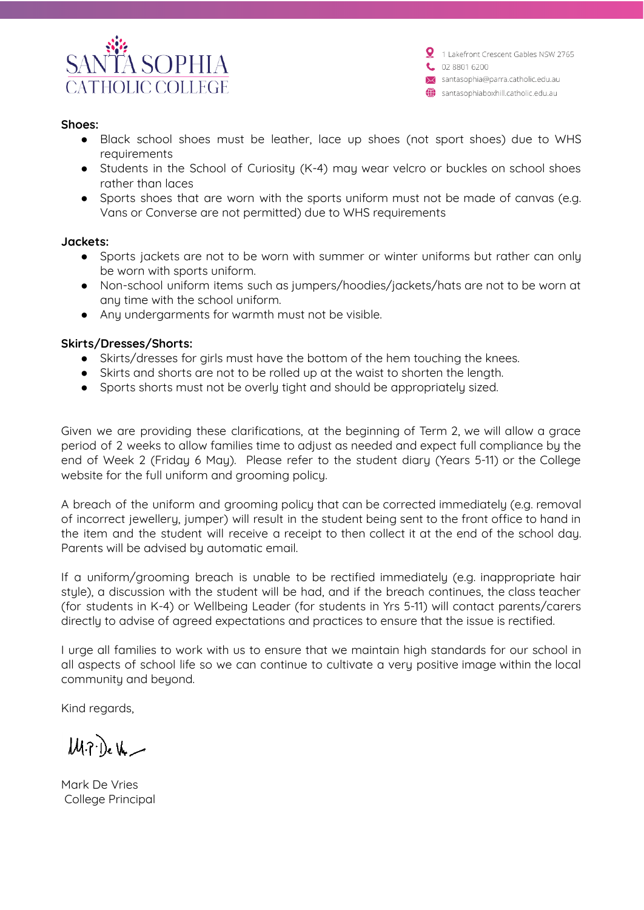**Shoes:**

- Black school shoes must be leather, lace up shoes (not sport shoes) due to WHS requirements
- Students in the School of Curiosity (K-4) may wear velcro or buckles on school shoes rather than laces
- Sports shoes that are worn with the sports uniform must not be made of canvas (e.g. Vans or Converse are not permitted) due to WHS requirements

**Jackets:**

- Sports jackets are not to be worn with summer or winter uniforms but rather can only be worn with sports uniform.
- Non-school uniform items such as jumpers/hoodies/jackets/hats are not to be worn at any time with the school uniform.
- Any undergarments for warmth must not be visible.

**Skirts/Dresses/Shorts:**

- Skirts/dresses for girls must have the bottom of the hem touching the knees.
- Skirts and shorts are not to be rolled up at the waist to shorten the length.
- Sports shorts must not be overly tight and should be appropriately sized.

Given we are providing these clarifications, at the beginning of Term 2, we will allow a grace period of 2 weeks to allow families time to adjust as needed and expect full compliance by the end of Week 2 (Friday 6 May). Please refer to the student diary (Years 5-11) or the College website for the full uniform and grooming policy.

A breach of the uniform and grooming policy that can be corrected immediately (e.g. removal of incorrect jewellery, jumper) will result in the student being sent to the front office to hand in the item and the student will receive a receipt to then collect it at the end of the school day. Parents will be advised by automatic email.

If a uniform/grooming breach is unable to be rectified immediately (e.g. inappropriate hair style), a discussion with the student will be had, and if the breach continues, the class teacher (for students in K-4) or Wellbeing Leader (for students in Yrs 5-11) will contact parents/carers directly to advise of agreed expectations and practices to ensure that the issue is rectified.

I urge all families to work with us to ensure that we maintain high standards for our school in all aspects of school life so we can continue to cultivate a very positive image within the local community and beyond.

Kind regards,

Mark De Vries
College Principal